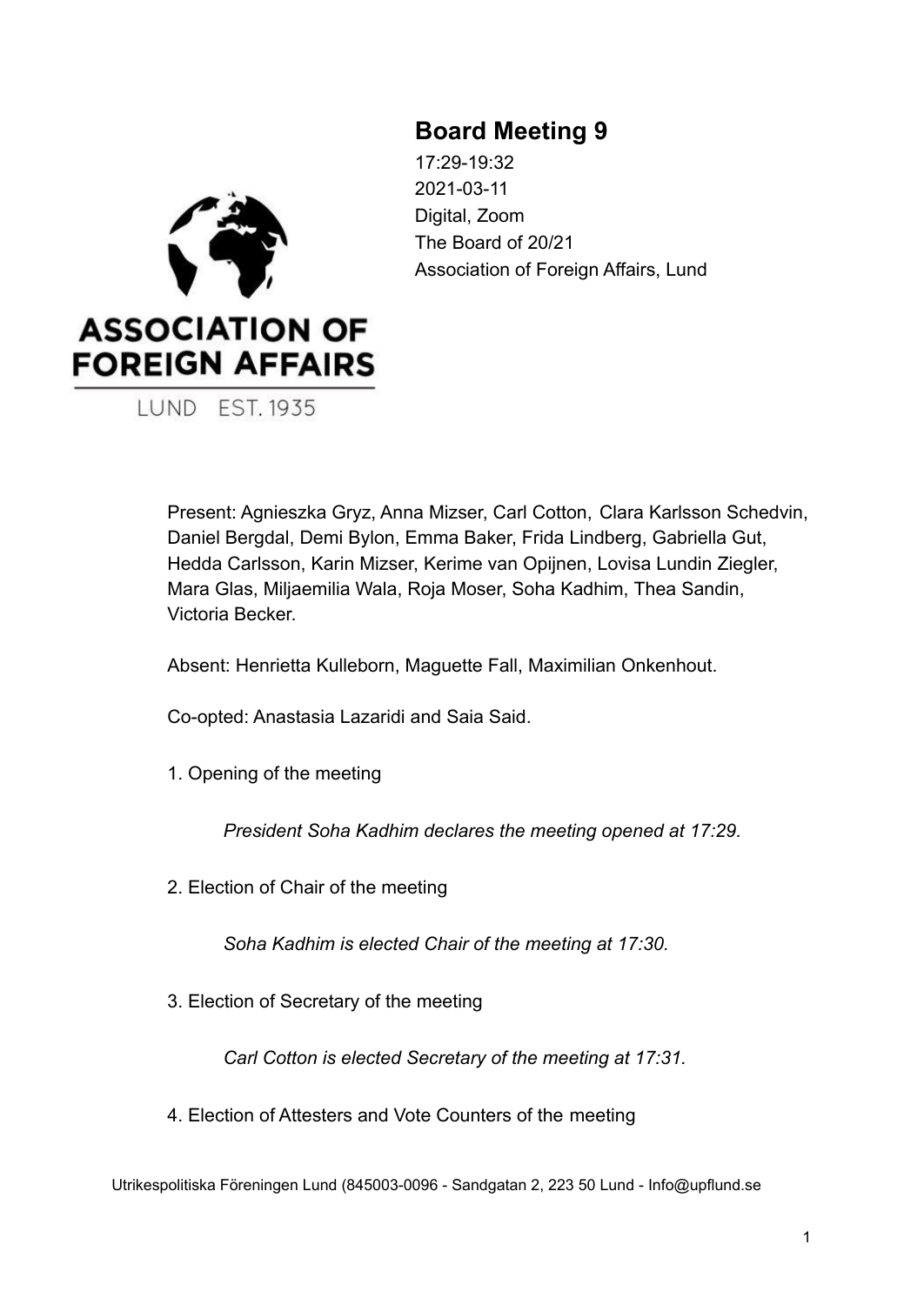# Board Meeting 9

17:29-19:32
2021-03-11
Digital, Zoom
The Board of 20/21
Association of Foreign Affairs, Lund

Present: Agnieszka Gryz, Anna Mizser, Carl Cotton, Clara Karlsson Schedvin, Daniel Bergdal, Demi Bylon, Emma Baker, Frida Lindberg, Gabriella Gut, Hedda Carlsson, Karin Mizser, Kerime van Opijnen, Lovisa Lundin Ziegler, Mara Glas, Miljaemilia Wala, Roja Moser, Soha Kadhim, Thea Sandin, Victoria Becker.

Absent: Henrietta Kulleborn, Maguette Fall, Maximilian Onkenhout.

Co-opted: Anastasia Lazaridi and Saia Said.

1. Opening of the meeting

    *President Soha Kadhim declares the meeting opened at 17:29.*

2. Election of Chair of the meeting

    *Soha Kadhim is elected Chair of the meeting at 17:30.*

3. Election of Secretary of the meeting

    *Carl Cotton is elected Secretary of the meeting at 17:31.*

4. Election of Attesters and Vote Counters of the meeting

Utrikespolitiska Föreningen Lund (845003-0096 - Sandgatan 2, 223 50 Lund - Info@upflund.se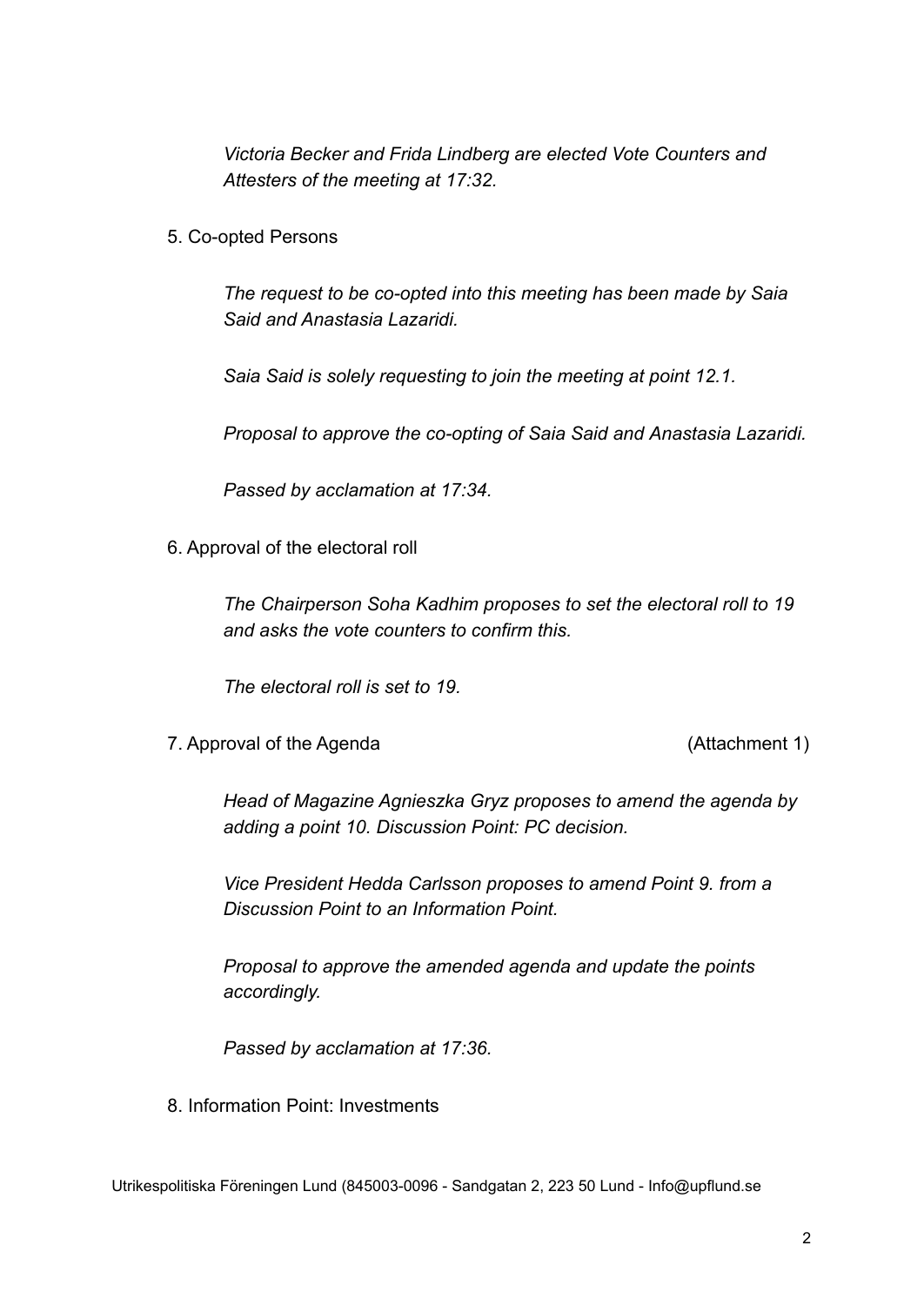*Victoria Becker and Frida Lindberg are elected Vote Counters and Attesters of the meeting at 17:32.*

5. Co-opted Persons

*The request to be co-opted into this meeting has been made by Saia Said and Anastasia Lazaridi.*

*Saia Said is solely requesting to join the meeting at point 12.1.*

*Proposal to approve the co-opting of Saia Said and Anastasia Lazaridi.*

*Passed by acclamation at 17:34.*

6. Approval of the electoral roll

*The Chairperson Soha Kadhim proposes to set the electoral roll to 19 and asks the vote counters to confirm this.*

*The electoral roll is set to 19.*

7. Approval of the Agenda (Attachment 1)

*Head of Magazine Agnieszka Gryz proposes to amend the agenda by adding a point 10. Discussion Point: PC decision.*

*Vice President Hedda Carlsson proposes to amend Point 9. from a Discussion Point to an Information Point.*

*Proposal to approve the amended agenda and update the points accordingly.*

*Passed by acclamation at 17:36.*

8. Information Point: Investments

Utrikespolitiska Föreningen Lund (845003-0096 - Sandgatan 2, 223 50 Lund - Info@upflund.se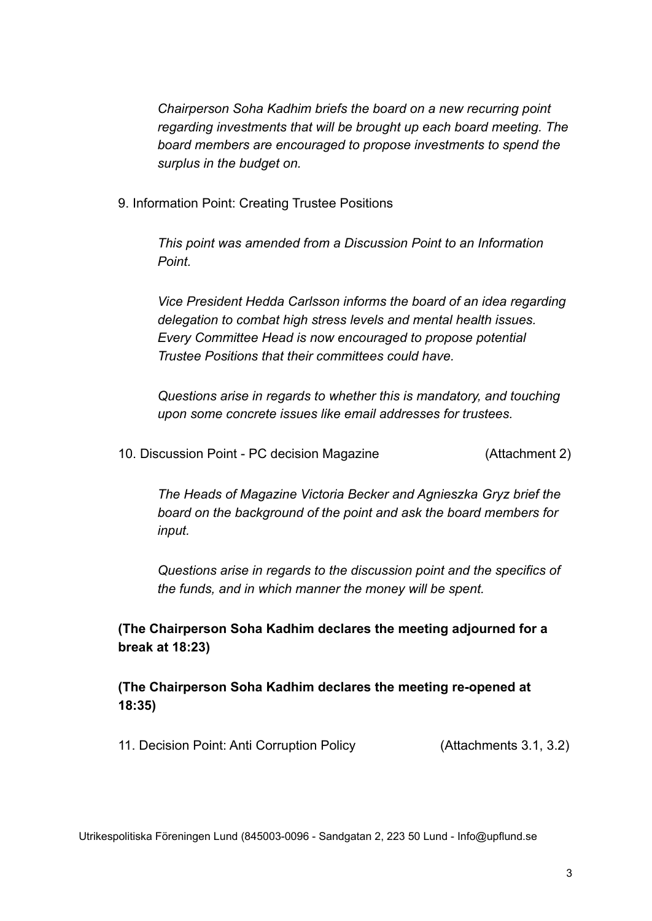*Chairperson Soha Kadhim briefs the board on a new recurring point regarding investments that will be brought up each board meeting. The board members are encouraged to propose investments to spend the surplus in the budget on.*

9. Information Point: Creating Trustee Positions

*This point was amended from a Discussion Point to an Information Point.*

*Vice President Hedda Carlsson informs the board of an idea regarding delegation to combat high stress levels and mental health issues. Every Committee Head is now encouraged to propose potential Trustee Positions that their committees could have.*

*Questions arise in regards to whether this is mandatory, and touching upon some concrete issues like email addresses for trustees.*

10. Discussion Point - PC decision Magazine (Attachment 2)

*The Heads of Magazine Victoria Becker and Agnieszka Gryz brief the board on the background of the point and ask the board members for input.*

*Questions arise in regards to the discussion point and the specifics of the funds, and in which manner the money will be spent.*

**(The Chairperson Soha Kadhim declares the meeting adjourned for a break at 18:23)**

**(The Chairperson Soha Kadhim declares the meeting re-opened at 18:35)**

11. Decision Point: Anti Corruption Policy (Attachments 3.1, 3.2)

Utrikespolitiska Föreningen Lund (845003-0096 - Sandgatan 2, 223 50 Lund - Info@upflund.se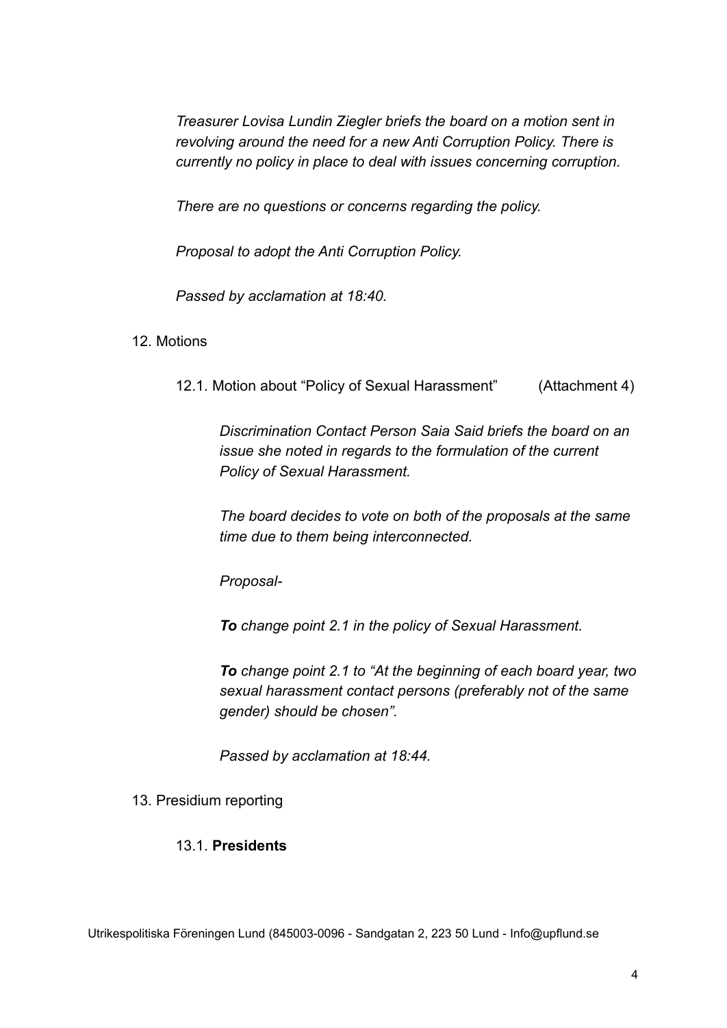*Treasurer Lovisa Lundin Ziegler briefs the board on a motion sent in revolving around the need for a new Anti Corruption Policy. There is currently no policy in place to deal with issues concerning corruption.*

*There are no questions or concerns regarding the policy.*

*Proposal to adopt the Anti Corruption Policy.*

*Passed by acclamation at 18:40.*

12. Motions

12.1. Motion about "Policy of Sexual Harassment" (Attachment 4)

*Discrimination Contact Person Saia Said briefs the board on an issue she noted in regards to the formulation of the current Policy of Sexual Harassment.*

*The board decides to vote on both of the proposals at the same time due to them being interconnected.*

*Proposal-*

***To** change point 2.1 in the policy of Sexual Harassment.*

***To** change point 2.1 to "At the beginning of each board year, two sexual harassment contact persons (preferably not of the same gender) should be chosen".*

*Passed by acclamation at 18:44.*

13. Presidium reporting

13.1. **Presidents**

Utrikespolitiska Föreningen Lund (845003-0096 - Sandgatan 2, 223 50 Lund - Info@upflund.se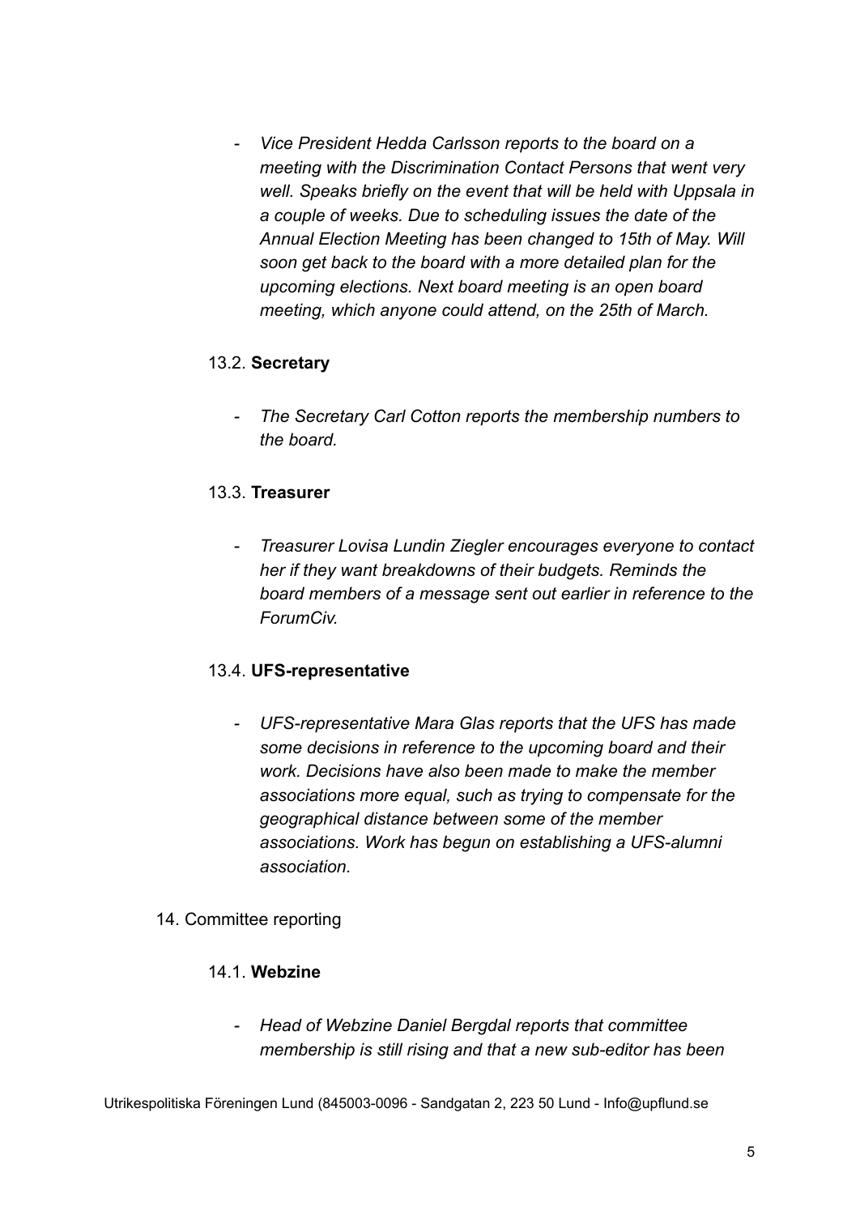- *Vice President Hedda Carlsson reports to the board on a meeting with the Discrimination Contact Persons that went very well. Speaks briefly on the event that will be held with Uppsala in a couple of weeks. Due to scheduling issues the date of the Annual Election Meeting has been changed to 15th of May. Will soon get back to the board with a more detailed plan for the upcoming elections. Next board meeting is an open board meeting, which anyone could attend, on the 25th of March.*

13.2. **Secretary**

- *The Secretary Carl Cotton reports the membership numbers to the board.*

13.3. **Treasurer**

- *Treasurer Lovisa Lundin Ziegler encourages everyone to contact her if they want breakdowns of their budgets. Reminds the board members of a message sent out earlier in reference to the ForumCiv.*

13.4. **UFS-representative**

- *UFS-representative Mara Glas reports that the UFS has made some decisions in reference to the upcoming board and their work. Decisions have also been made to make the member associations more equal, such as trying to compensate for the geographical distance between some of the member associations. Work has begun on establishing a UFS-alumni association.*

14. Committee reporting

14.1. **Webzine**

- *Head of Webzine Daniel Bergdal reports that committee membership is still rising and that a new sub-editor has been*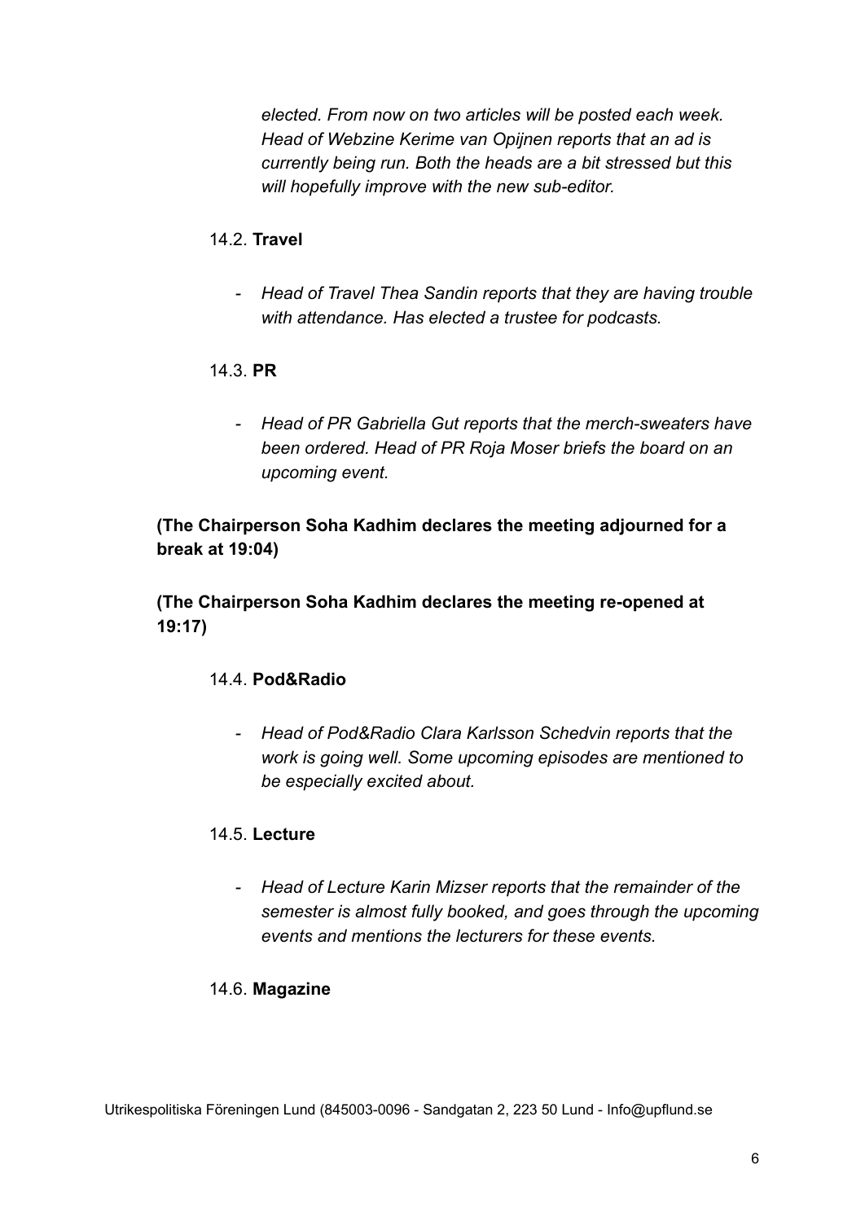*elected. From now on two articles will be posted each week. Head of Webzine Kerime van Opijnen reports that an ad is currently being run. Both the heads are a bit stressed but this will hopefully improve with the new sub-editor.*

14.2. **Travel**

- *Head of Travel Thea Sandin reports that they are having trouble with attendance. Has elected a trustee for podcasts.*

14.3. **PR**

- *Head of PR Gabriella Gut reports that the merch-sweaters have been ordered. Head of PR Roja Moser briefs the board on an upcoming event.*

**(The Chairperson Soha Kadhim declares the meeting adjourned for a break at 19:04)**

**(The Chairperson Soha Kadhim declares the meeting re-opened at 19:17)**

14.4. **Pod&Radio**

- *Head of Pod&Radio Clara Karlsson Schedvin reports that the work is going well. Some upcoming episodes are mentioned to be especially excited about.*

14.5. **Lecture**

- *Head of Lecture Karin Mizser reports that the remainder of the semester is almost fully booked, and goes through the upcoming events and mentions the lecturers for these events.*

14.6. **Magazine**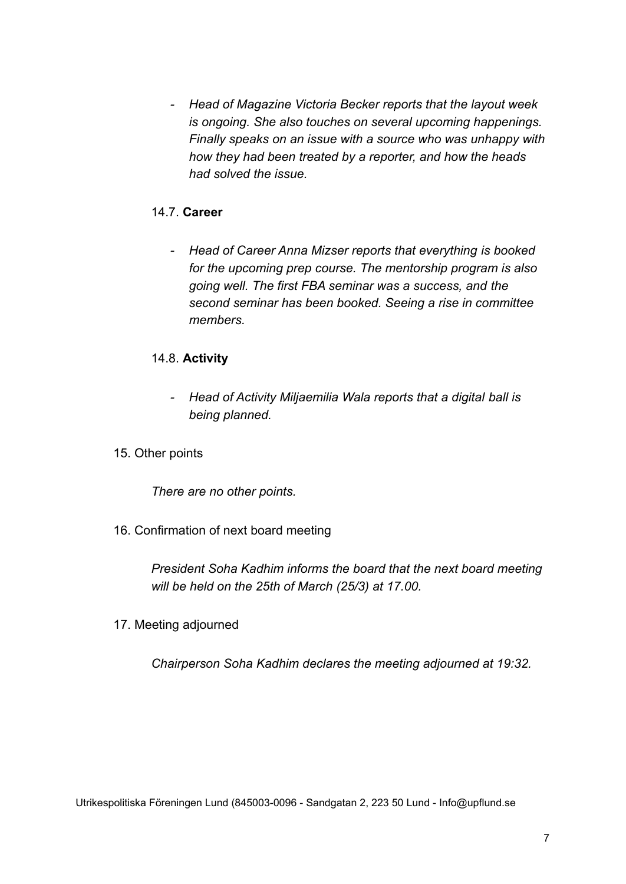- *Head of Magazine Victoria Becker reports that the layout week is ongoing. She also touches on several upcoming happenings. Finally speaks on an issue with a source who was unhappy with how they had been treated by a reporter, and how the heads had solved the issue.*

14.7. **Career**

- *Head of Career Anna Mizser reports that everything is booked for the upcoming prep course. The mentorship program is also going well. The first FBA seminar was a success, and the second seminar has been booked. Seeing a rise in committee members.*

14.8. **Activity**

- *Head of Activity Miljaemilia Wala reports that a digital ball is being planned.*

15. Other points

*There are no other points.*

16. Confirmation of next board meeting

*President Soha Kadhim informs the board that the next board meeting will be held on the 25th of March (25/3) at 17.00.*

17. Meeting adjourned

*Chairperson Soha Kadhim declares the meeting adjourned at 19:32.*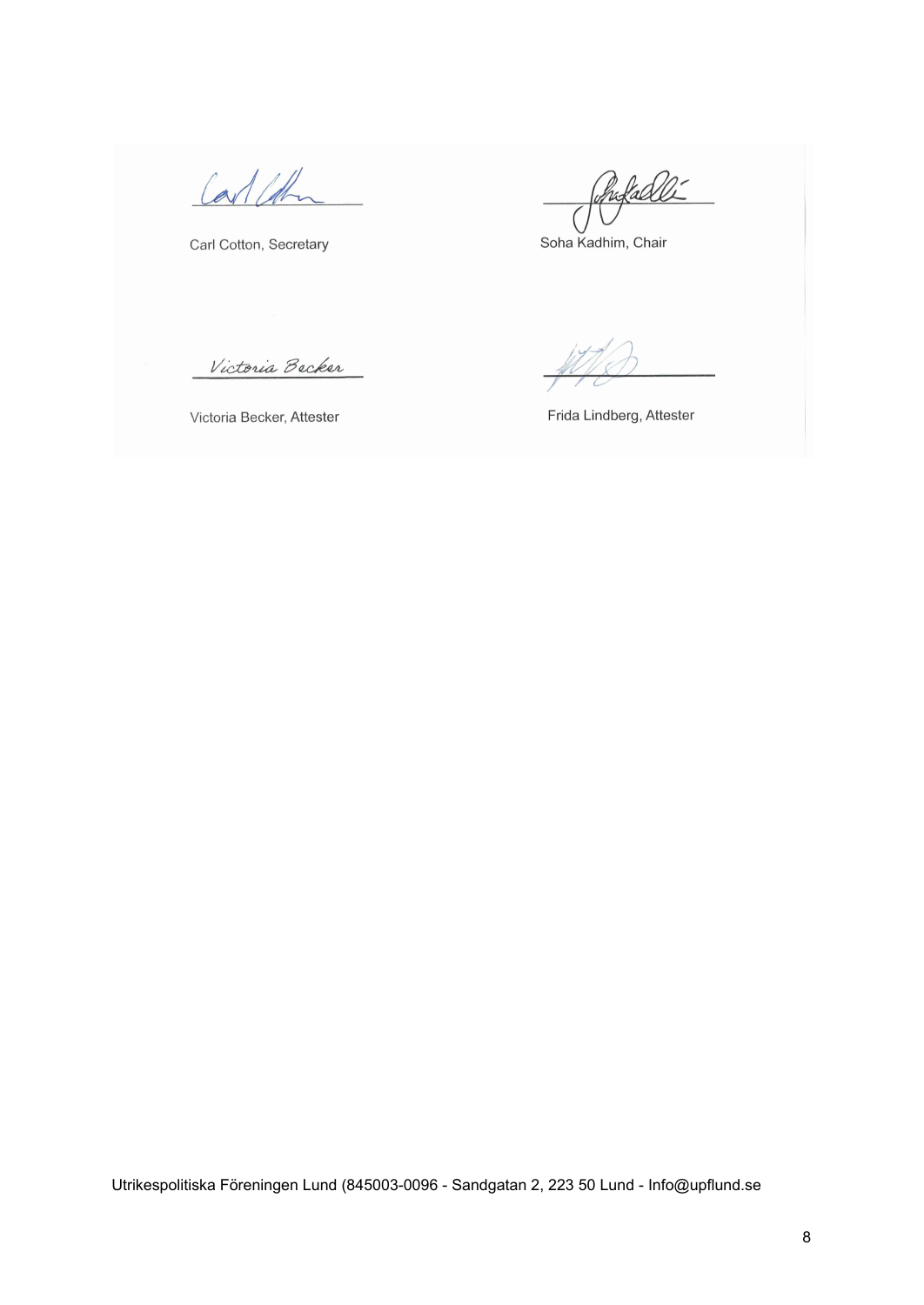Carl Cotton, Secretary

Soha Kadhim, Chair

Victoria Becker, Attester

Frida Lindberg, Attester

Utrikespolitiska Föreningen Lund (845003-0096 - Sandgatan 2, 223 50 Lund - Info@upflund.se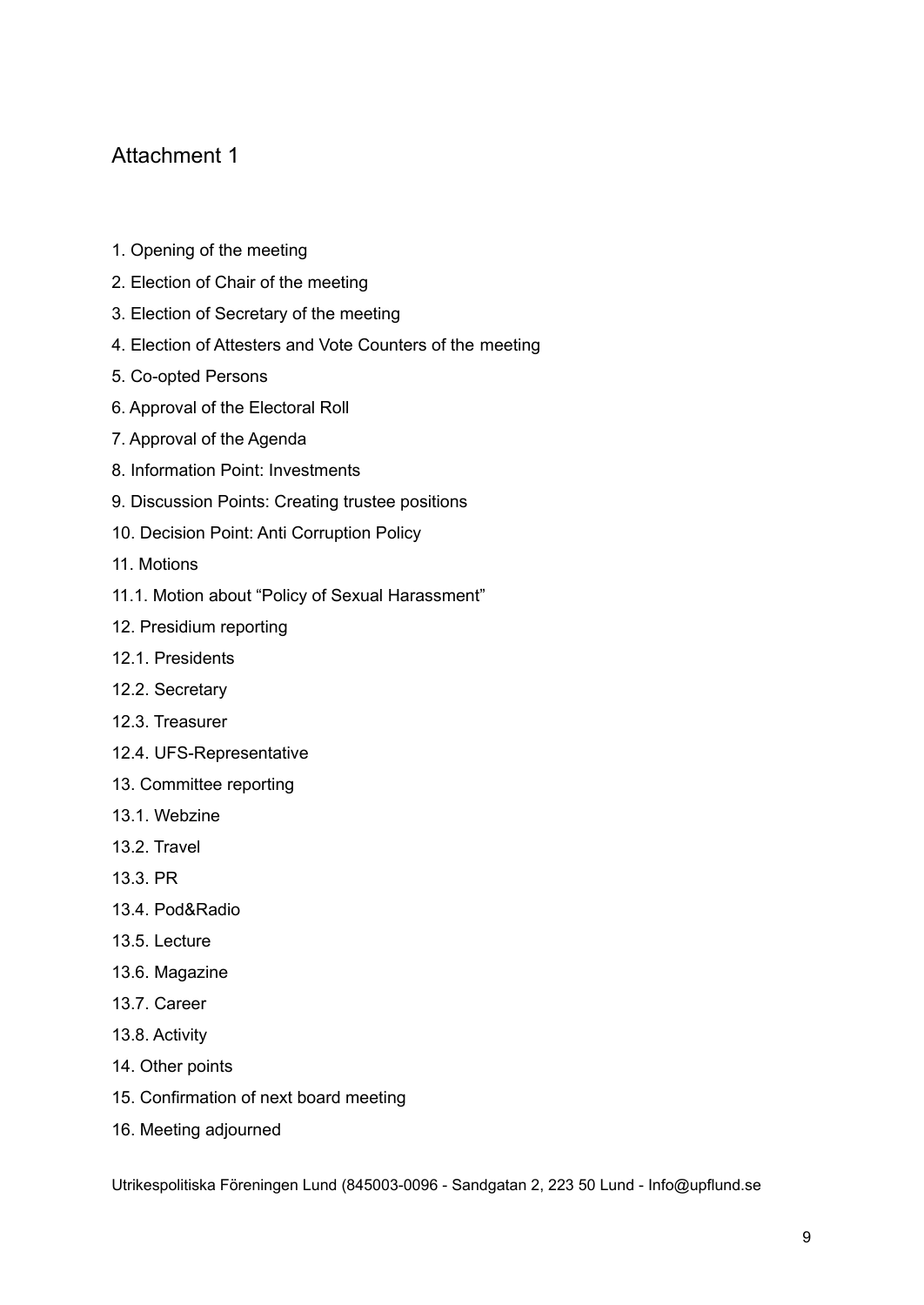## Attachment 1

1. Opening of the meeting
2. Election of Chair of the meeting
3. Election of Secretary of the meeting
4. Election of Attesters and Vote Counters of the meeting
5. Co-opted Persons
6. Approval of the Electoral Roll
7. Approval of the Agenda
8. Information Point: Investments
9. Discussion Points: Creating trustee positions
10. Decision Point: Anti Corruption Policy
11. Motions

11.1. Motion about “Policy of Sexual Harassment”

12. Presidium reporting

12.1. Presidents

12.2. Secretary

12.3. Treasurer

12.4. UFS-Representative

13. Committee reporting

13.1. Webzine

13.2. Travel

13.3. PR

13.4. Pod&Radio

13.5. Lecture

13.6. Magazine

13.7. Career

13.8. Activity

14. Other points
15. Confirmation of next board meeting
16. Meeting adjourned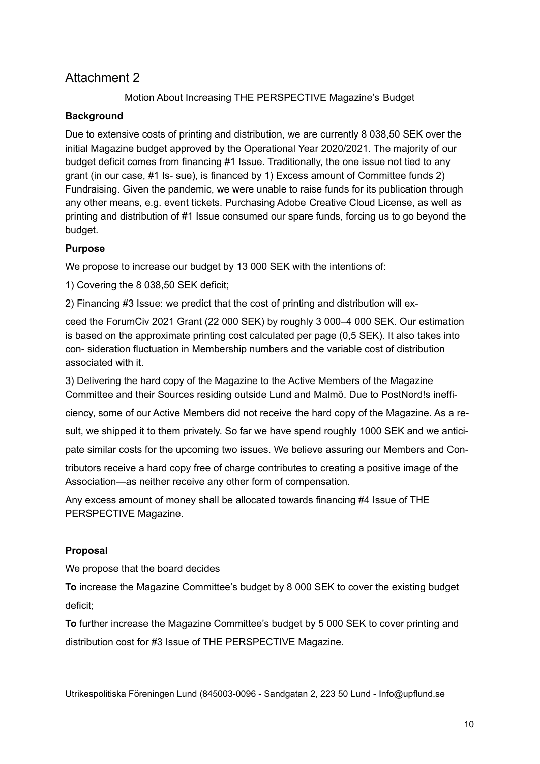# Attachment 2

Motion About Increasing THE PERSPECTIVE Magazine's Budget

**Background**

Due to extensive costs of printing and distribution, we are currently 8 038,50 SEK over the initial Magazine budget approved by the Operational Year 2020/2021. The majority of our budget deficit comes from financing #1 Issue. Traditionally, the one issue not tied to any grant (in our case, #1 Is- sue), is financed by 1) Excess amount of Committee funds 2) Fundraising. Given the pandemic, we were unable to raise funds for its publication through any other means, e.g. event tickets. Purchasing Adobe Creative Cloud License, as well as printing and distribution of #1 Issue consumed our spare funds, forcing us to go beyond the budget.

**Purpose**

We propose to increase our budget by 13 000 SEK with the intentions of:

1) Covering the 8 038,50 SEK deficit;

2) Financing #3 Issue: we predict that the cost of printing and distribution will exceed the ForumCiv 2021 Grant (22 000 SEK) by roughly 3 000–4 000 SEK. Our estimation is based on the approximate printing cost calculated per page (0,5 SEK). It also takes into con- sideration fluctuation in Membership numbers and the variable cost of distribution associated with it.

3) Delivering the hard copy of the Magazine to the Active Members of the Magazine Committee and their Sources residing outside Lund and Malmö. Due to PostNord!s inefficiency, some of our Active Members did not receive the hard copy of the Magazine. As a result, we shipped it to them privately. So far we have spend roughly 1000 SEK and we anticipate similar costs for the upcoming two issues. We believe assuring our Members and Contributors receive a hard copy free of charge contributes to creating a positive image of the Association—as neither receive any other form of compensation.

Any excess amount of money shall be allocated towards financing #4 Issue of THE PERSPECTIVE Magazine.

**Proposal**

We propose that the board decides

**To** increase the Magazine Committee's budget by 8 000 SEK to cover the existing budget deficit;

**To** further increase the Magazine Committee's budget by 5 000 SEK to cover printing and distribution cost for #3 Issue of THE PERSPECTIVE Magazine.

Utrikespolitiska Föreningen Lund (845003-0096 - Sandgatan 2, 223 50 Lund - Info@upflund.se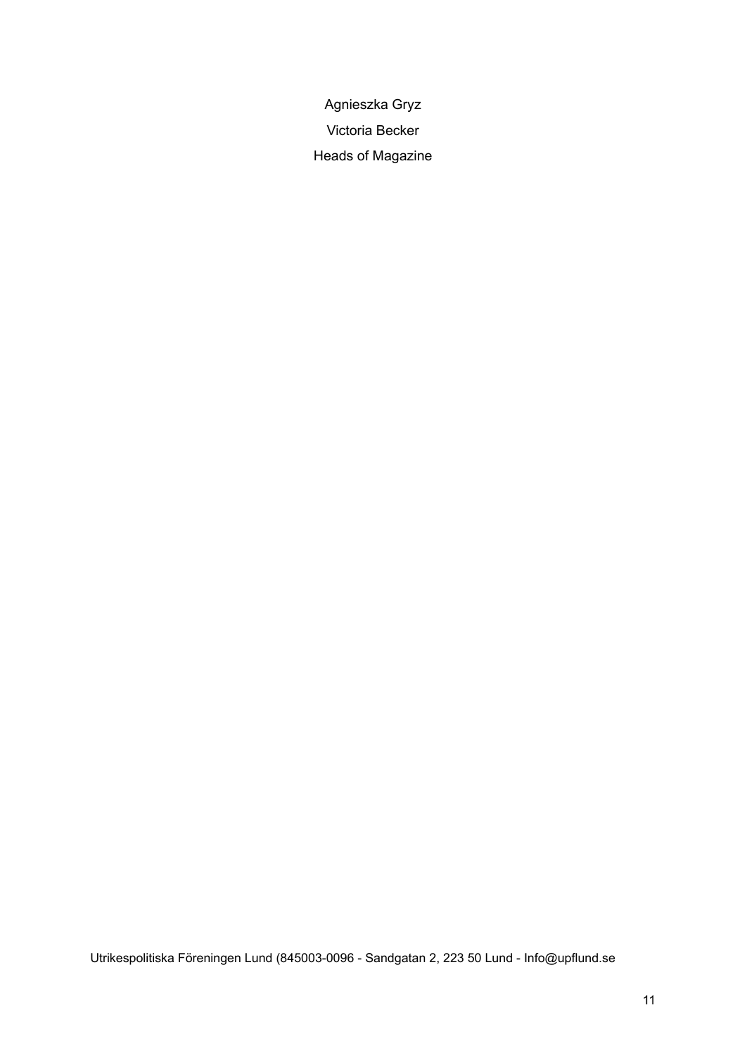Agnieszka Gryz

Victoria Becker

Heads of Magazine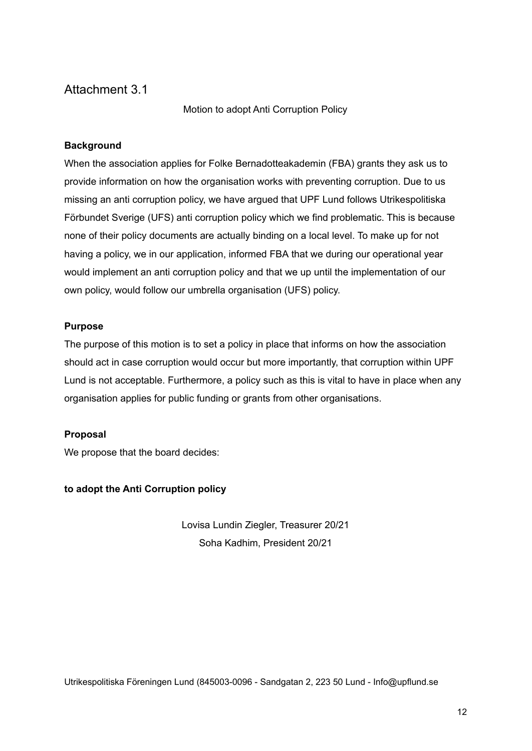## Attachment 3.1

Motion to adopt Anti Corruption Policy

**Background**

When the association applies for Folke Bernadotteakademin (FBA) grants they ask us to provide information on how the organisation works with preventing corruption. Due to us missing an anti corruption policy, we have argued that UPF Lund follows Utrikespolitiska Förbundet Sverige (UFS) anti corruption policy which we find problematic. This is because none of their policy documents are actually binding on a local level. To make up for not having a policy, we in our application, informed FBA that we during our operational year would implement an anti corruption policy and that we up until the implementation of our own policy, would follow our umbrella organisation (UFS) policy.

**Purpose**

The purpose of this motion is to set a policy in place that informs on how the association should act in case corruption would occur but more importantly, that corruption within UPF Lund is not acceptable. Furthermore, a policy such as this is vital to have in place when any organisation applies for public funding or grants from other organisations.

**Proposal**

We propose that the board decides:

**to adopt the Anti Corruption policy**

Lovisa Lundin Ziegler, Treasurer 20/21
Soha Kadhim, President 20/21

Utrikespolitiska Föreningen Lund (845003-0096 - Sandgatan 2, 223 50 Lund - Info@upflund.se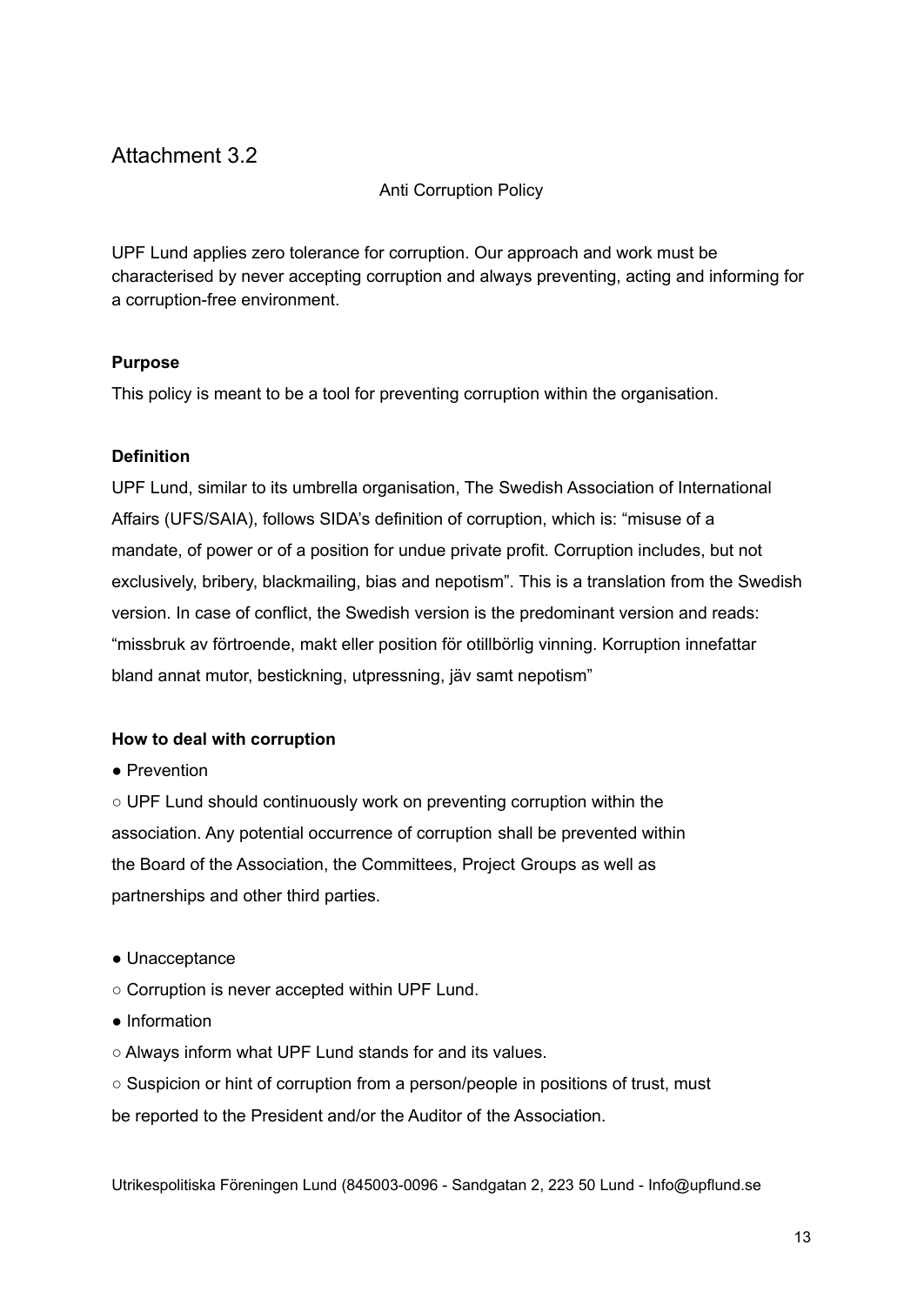# Attachment 3.2

Anti Corruption Policy

UPF Lund applies zero tolerance for corruption. Our approach and work must be characterised by never accepting corruption and always preventing, acting and informing for a corruption-free environment.

**Purpose**

This policy is meant to be a tool for preventing corruption within the organisation.

**Definition**

UPF Lund, similar to its umbrella organisation, The Swedish Association of International Affairs (UFS/SAIA), follows SIDA's definition of corruption, which is: "misuse of a mandate, of power or of a position for undue private profit. Corruption includes, but not exclusively, bribery, blackmailing, bias and nepotism". This is a translation from the Swedish version. In case of conflict, the Swedish version is the predominant version and reads: "missbruk av förtroende, makt eller position för otillbörlig vinning. Korruption innefattar bland annat mutor, bestickning, utpressning, jäv samt nepotism"

**How to deal with corruption**

- Prevention
  - UPF Lund should continuously work on preventing corruption within the association. Any potential occurrence of corruption shall be prevented within the Board of the Association, the Committees, Project Groups as well as partnerships and other third parties.
- Unacceptance
  - Corruption is never accepted within UPF Lund.
- Information
  - Always inform what UPF Lund stands for and its values.
  - Suspicion or hint of corruption from a person/people in positions of trust, must be reported to the President and/or the Auditor of the Association.

Utrikespolitiska Föreningen Lund (845003-0096 - Sandgatan 2, 223 50 Lund - Info@upflund.se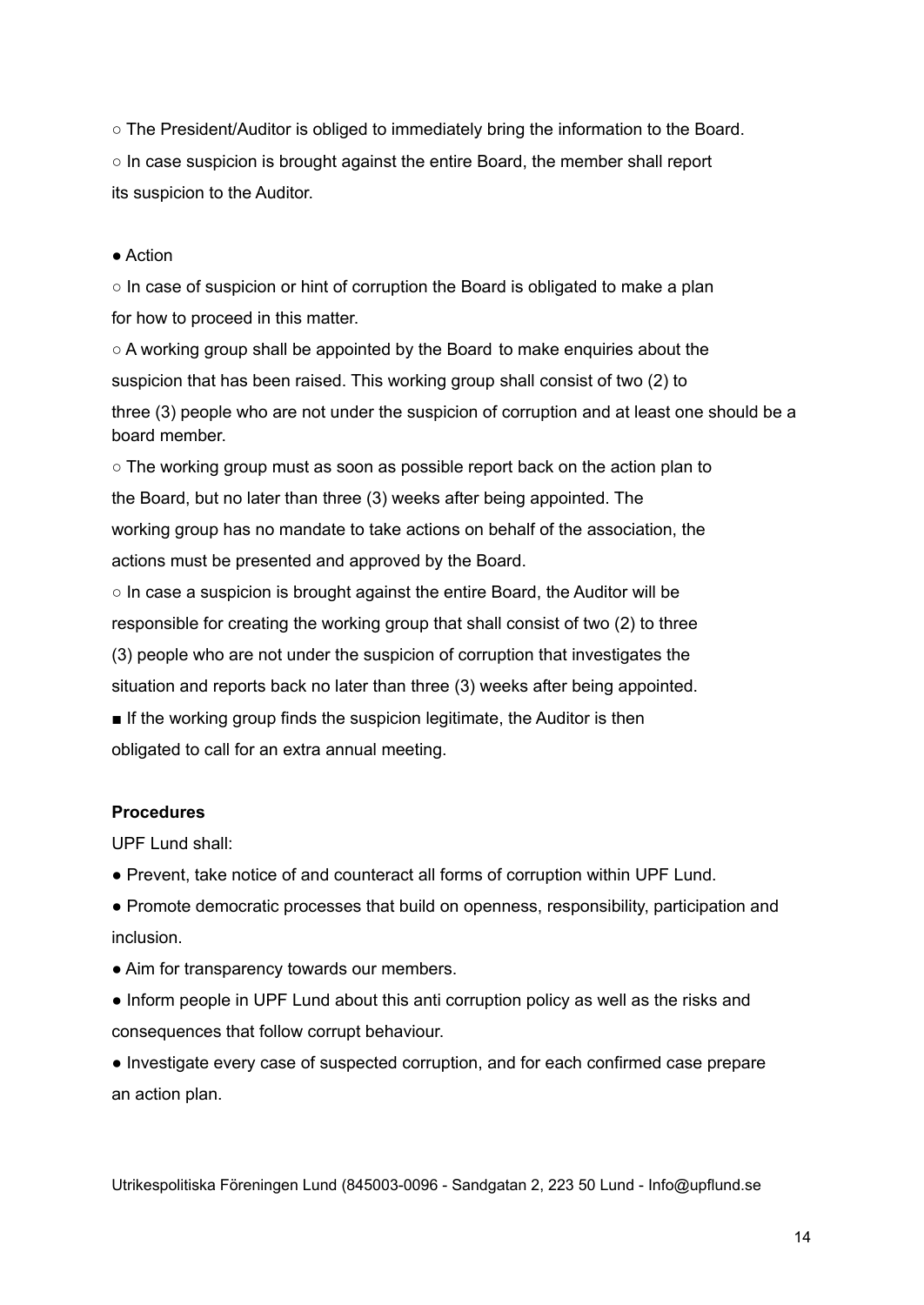- The President/Auditor is obliged to immediately bring the information to the Board.
- In case suspicion is brought against the entire Board, the member shall report its suspicion to the Auditor.

- Action
  - In case of suspicion or hint of corruption the Board is obligated to make a plan for how to proceed in this matter.
  - A working group shall be appointed by the Board to make enquiries about the suspicion that has been raised. This working group shall consist of two (2) to three (3) people who are not under the suspicion of corruption and at least one should be a board member.
  - The working group must as soon as possible report back on the action plan to the Board, but no later than three (3) weeks after being appointed. The working group has no mandate to take actions on behalf of the association, the actions must be presented and approved by the Board.
  - In case a suspicion is brought against the entire Board, the Auditor will be responsible for creating the working group that shall consist of two (2) to three (3) people who are not under the suspicion of corruption that investigates the situation and reports back no later than three (3) weeks after being appointed.
    - If the working group finds the suspicion legitimate, the Auditor is then obligated to call for an extra annual meeting.

**Procedures**

UPF Lund shall:

- Prevent, take notice of and counteract all forms of corruption within UPF Lund.
- Promote democratic processes that build on openness, responsibility, participation and inclusion.
- Aim for transparency towards our members.
- Inform people in UPF Lund about this anti corruption policy as well as the risks and consequences that follow corrupt behaviour.
- Investigate every case of suspected corruption, and for each confirmed case prepare an action plan.

Utrikespolitiska Föreningen Lund (845003-0096 - Sandgatan 2, 223 50 Lund - Info@upflund.se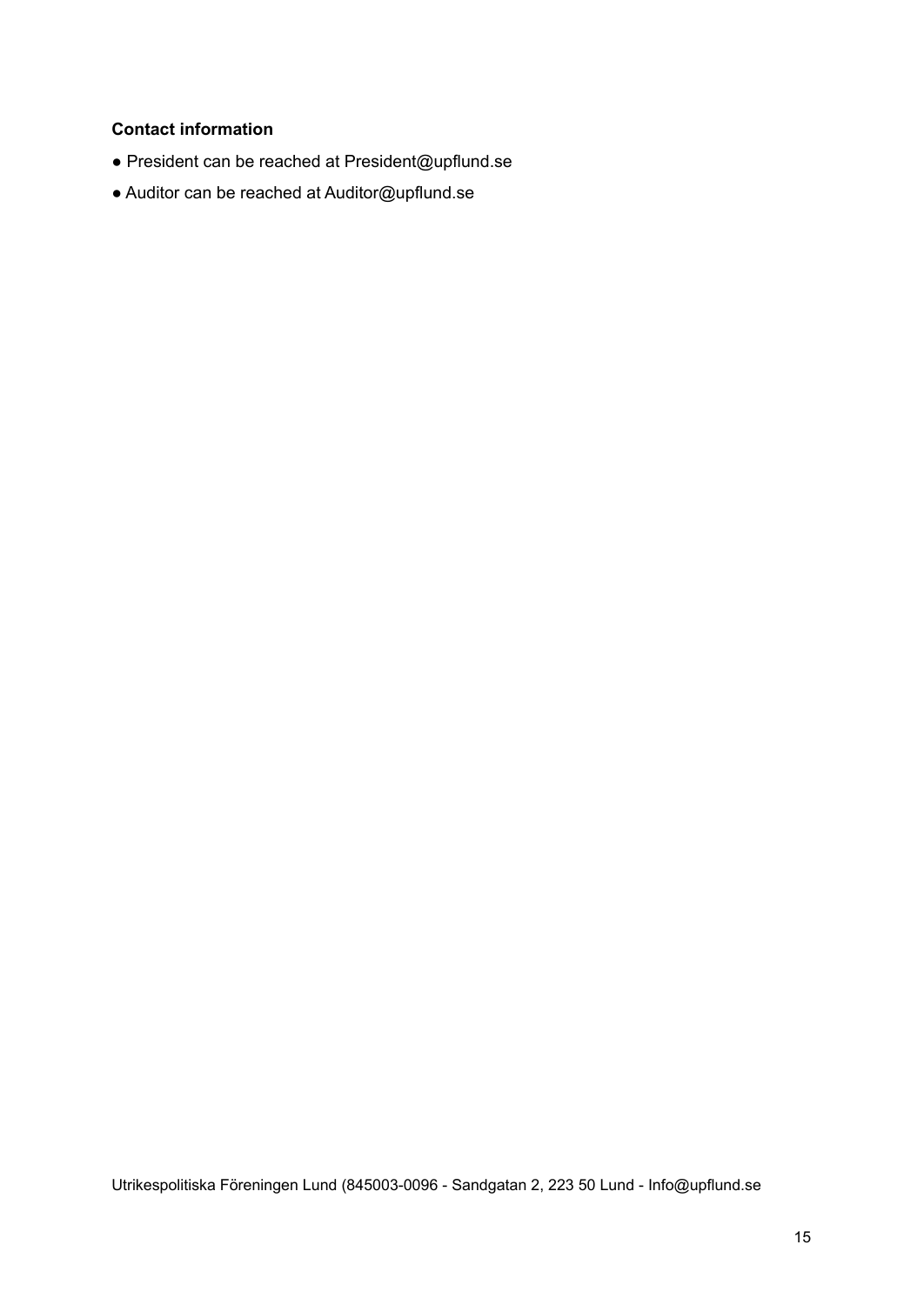**Contact information**

- President can be reached at President@upflund.se
- Auditor can be reached at Auditor@upflund.se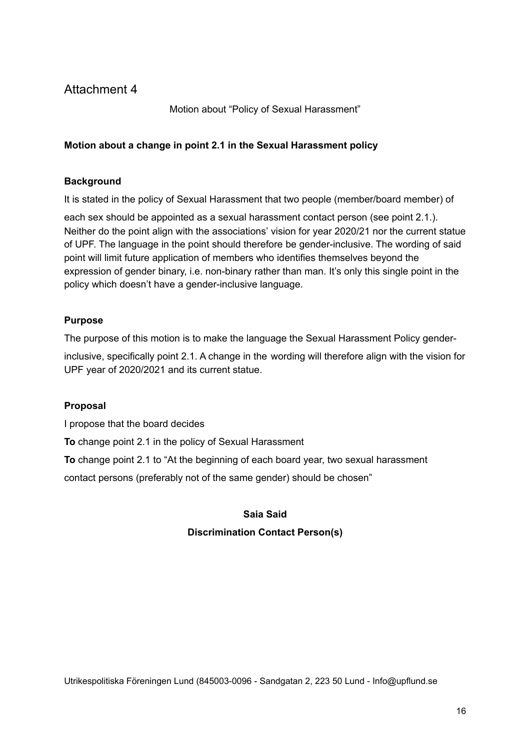# Attachment 4

Motion about "Policy of Sexual Harassment"

**Motion about a change in point 2.1 in the Sexual Harassment policy**

**Background**

It is stated in the policy of Sexual Harassment that two people (member/board member) of each sex should be appointed as a sexual harassment contact person (see point 2.1.). Neither do the point align with the associations' vision for year 2020/21 nor the current statue of UPF. The language in the point should therefore be gender-inclusive. The wording of said point will limit future application of members who identifies themselves beyond the expression of gender binary, i.e. non-binary rather than man. It's only this single point in the policy which doesn't have a gender-inclusive language.

**Purpose**

The purpose of this motion is to make the language the Sexual Harassment Policy gender-inclusive, specifically point 2.1. A change in the wording will therefore align with the vision for UPF year of 2020/2021 and its current statue.

**Proposal**

I propose that the board decides

**To** change point 2.1 in the policy of Sexual Harassment

**To** change point 2.1 to "At the beginning of each board year, two sexual harassment contact persons (preferably not of the same gender) should be chosen"

**Saia Said**

**Discrimination Contact Person(s)**

Utrikespolitiska Föreningen Lund (845003-0096 - Sandgatan 2, 223 50 Lund - Info@upflund.se